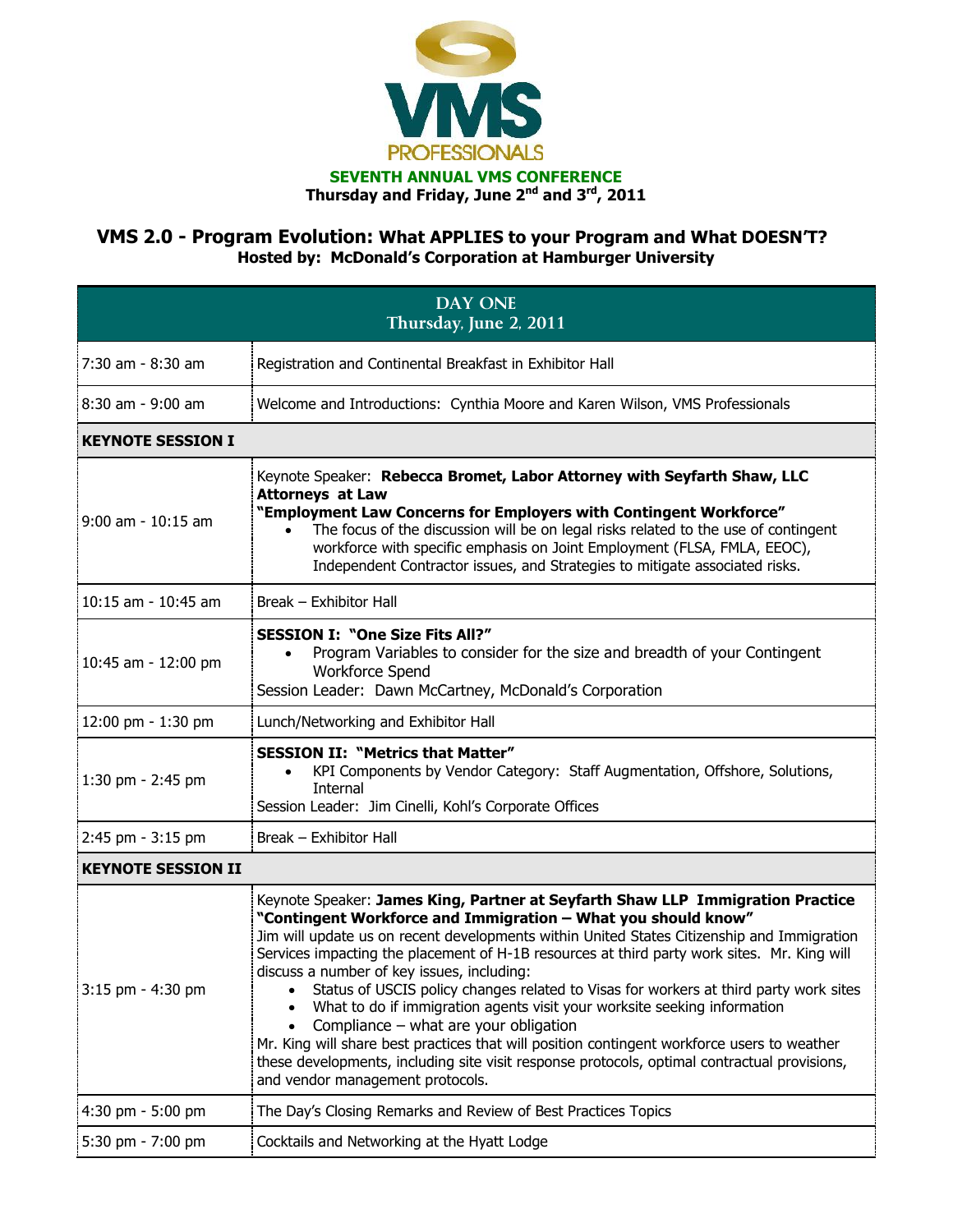**VMS PROFESSIONALS**

**SEVENTH ANNUAL VMS CONFERENCE**

**Thursday and Friday, June 2nd and 3rd, 2011**

## VMS 2.0 - Program Evolution: What APPLIES to your Program and What DOESN'T?

**Hosted by: McDonald's Corporation at Hamburger University**

| DAY ONE<br>Thursday, June 2, 2011 | |
|---|---|
| 7:30 am - 8:30 am | Registration and Continental Breakfast in Exhibitor Hall |
| 8:30 am - 9:00 am | Welcome and Introductions: Cynthia Moore and Karen Wilson, VMS Professionals |
| **KEYNOTE SESSION I** | |
| 9:00 am - 10:15 am | Keynote Speaker: **Rebecca Bromet, Labor Attorney with Seyfarth Shaw, LLC Attorneys at Law**<br>**"Employment Law Concerns for Employers with Contingent Workforce"**<br>• The focus of the discussion will be on legal risks related to the use of contingent workforce with specific emphasis on Joint Employment (FLSA, FMLA, EEOC), Independent Contractor issues, and Strategies to mitigate associated risks. |
| 10:15 am - 10:45 am | Break – Exhibitor Hall |
| 10:45 am - 12:00 pm | **SESSION I: "One Size Fits All?"**<br>• Program Variables to consider for the size and breadth of your Contingent Workforce Spend<br>Session Leader: Dawn McCartney, McDonald's Corporation |
| 12:00 pm - 1:30 pm | Lunch/Networking and Exhibitor Hall |
| 1:30 pm - 2:45 pm | **SESSION II: "Metrics that Matter"**<br>• KPI Components by Vendor Category: Staff Augmentation, Offshore, Solutions, Internal<br>Session Leader: Jim Cinelli, Kohl's Corporate Offices |
| 2:45 pm - 3:15 pm | Break – Exhibitor Hall |
| **KEYNOTE SESSION II** | |
| 3:15 pm - 4:30 pm | Keynote Speaker: **James King, Partner at Seyfarth Shaw LLP Immigration Practice**<br>**"Contingent Workforce and Immigration – What you should know"**<br>Jim will update us on recent developments within United States Citizenship and Immigration Services impacting the placement of H-1B resources at third party work sites. Mr. King will discuss a number of key issues, including:<br>• Status of USCIS policy changes related to Visas for workers at third party work sites<br>• What to do if immigration agents visit your worksite seeking information<br>• Compliance – what are your obligation<br>Mr. King will share best practices that will position contingent workforce users to weather these developments, including site visit response protocols, optimal contractual provisions, and vendor management protocols. |
| 4:30 pm - 5:00 pm | The Day's Closing Remarks and Review of Best Practices Topics |
| 5:30 pm - 7:00 pm | Cocktails and Networking at the Hyatt Lodge |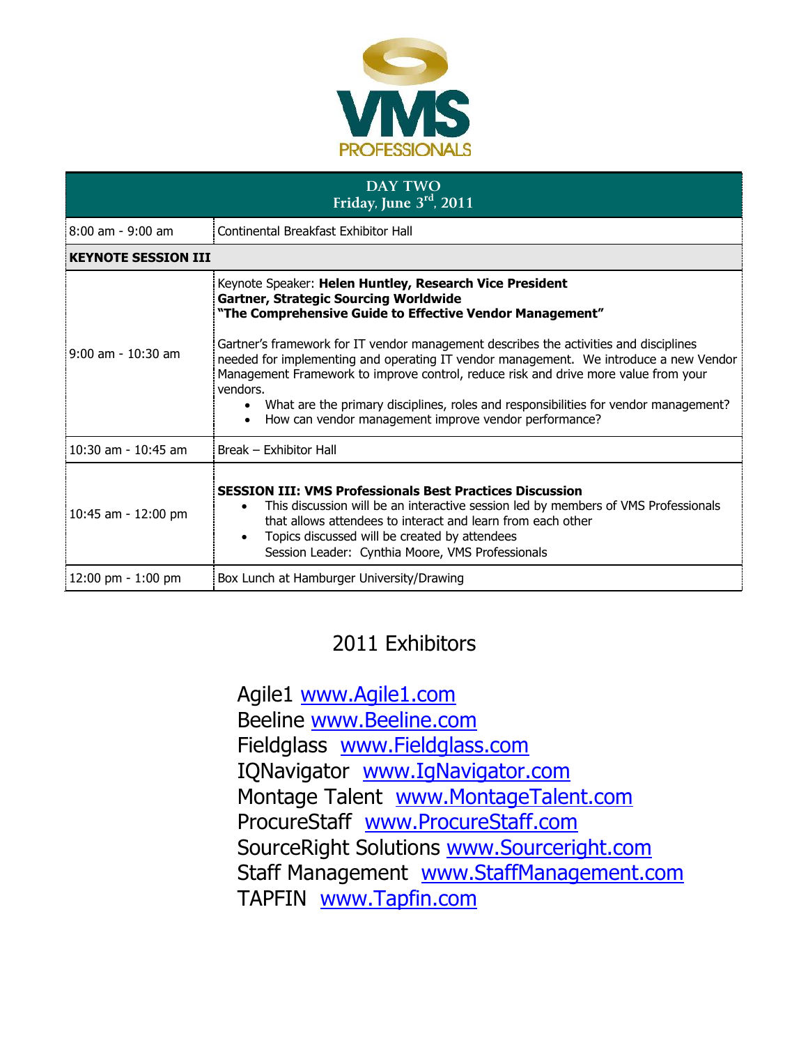VMS PROFESSIONALS

| DAY TWO<br>Friday, June 3rd, 2011 | |
|---|---|
| 8:00 am - 9:00 am | Continental Breakfast Exhibitor Hall |
| **KEYNOTE SESSION III** | |
| 9:00 am - 10:30 am | Keynote Speaker: **Helen Huntley, Research Vice President Gartner, Strategic Sourcing Worldwide "The Comprehensive Guide to Effective Vendor Management"**<br><br>Gartner's framework for IT vendor management describes the activities and disciplines needed for implementing and operating IT vendor management. We introduce a new Vendor Management Framework to improve control, reduce risk and drive more value from your vendors.<br>• What are the primary disciplines, roles and responsibilities for vendor management?<br>• How can vendor management improve vendor performance? |
| 10:30 am - 10:45 am | Break – Exhibitor Hall |
| 10:45 am - 12:00 pm | **SESSION III: VMS Professionals Best Practices Discussion**<br>• This discussion will be an interactive session led by members of VMS Professionals that allows attendees to interact and learn from each other<br>• Topics discussed will be created by attendees<br>Session Leader: Cynthia Moore, VMS Professionals |
| 12:00 pm - 1:00 pm | Box Lunch at Hamburger University/Drawing |

## 2011 Exhibitors

Agile1 www.Agile1.com
Beeline www.Beeline.com
Fieldglass www.Fieldglass.com
IQNavigator www.IqNavigator.com
Montage Talent www.MontageTalent.com
ProcureStaff www.ProcureStaff.com
SourceRight Solutions www.Sourceright.com
Staff Management www.StaffManagement.com
TAPFIN www.Tapfin.com